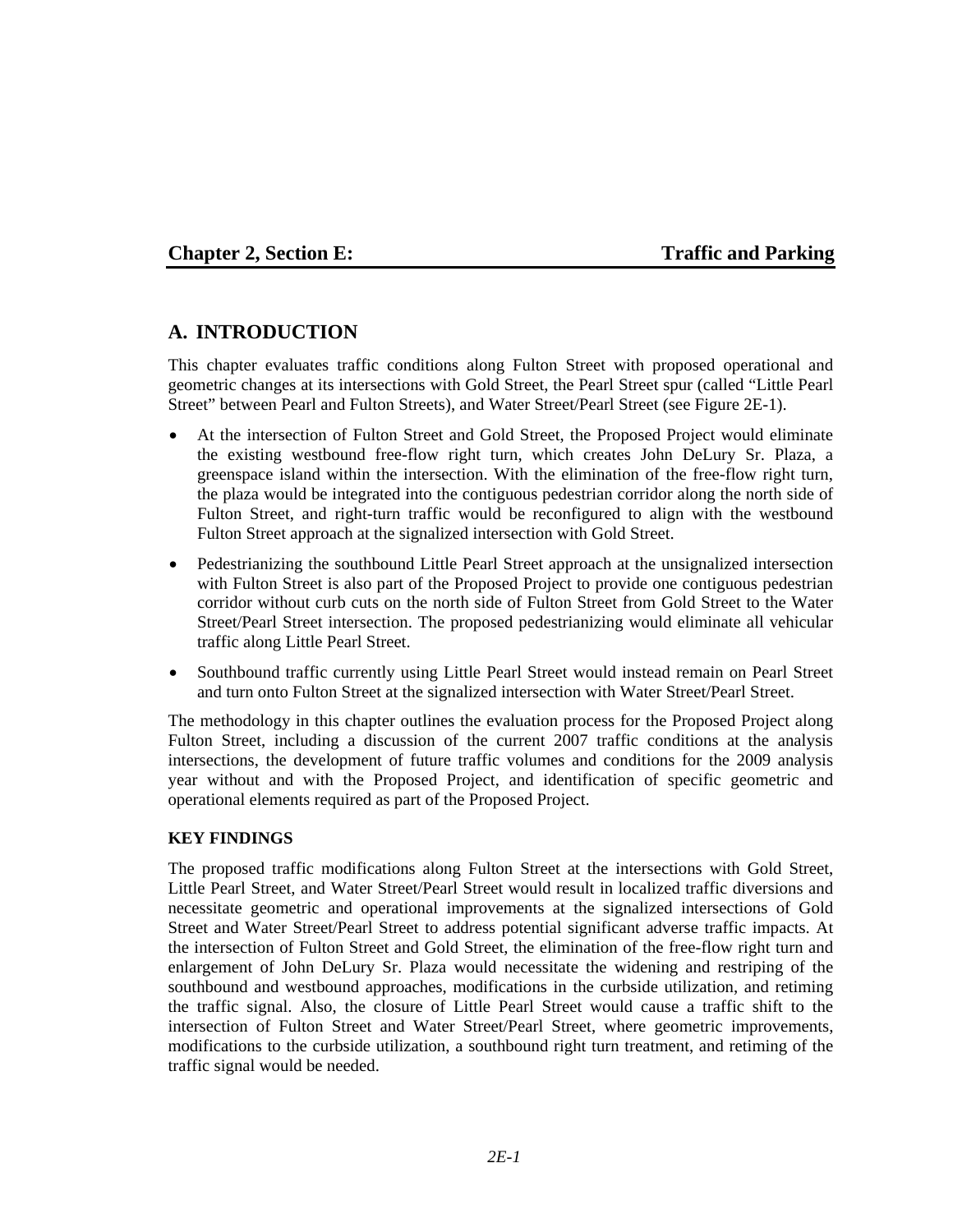# Chapter 2, Section E: Traffic and Parking

## A. INTRODUCTION

This chapter evaluates traffic conditions along Fulton Street with proposed operational and geometric changes at its intersections with Gold Street, the Pearl Street spur (called "Little Pearl Street" between Pearl and Fulton Streets), and Water Street/Pearl Street (see Figure 2E-1).

- At the intersection of Fulton Street and Gold Street, the Proposed Project would eliminate the existing westbound free-flow right turn, which creates John DeLury Sr. Plaza, a greenspace island within the intersection. With the elimination of the free-flow right turn, the plaza would be integrated into the contiguous pedestrian corridor along the north side of Fulton Street, and right-turn traffic would be reconfigured to align with the westbound Fulton Street approach at the signalized intersection with Gold Street.
- Pedestrianizing the southbound Little Pearl Street approach at the unsignalized intersection with Fulton Street is also part of the Proposed Project to provide one contiguous pedestrian corridor without curb cuts on the north side of Fulton Street from Gold Street to the Water Street/Pearl Street intersection. The proposed pedestrianizing would eliminate all vehicular traffic along Little Pearl Street.
- Southbound traffic currently using Little Pearl Street would instead remain on Pearl Street and turn onto Fulton Street at the signalized intersection with Water Street/Pearl Street.

The methodology in this chapter outlines the evaluation process for the Proposed Project along Fulton Street, including a discussion of the current 2007 traffic conditions at the analysis intersections, the development of future traffic volumes and conditions for the 2009 analysis year without and with the Proposed Project, and identification of specific geometric and operational elements required as part of the Proposed Project.

### KEY FINDINGS

The proposed traffic modifications along Fulton Street at the intersections with Gold Street, Little Pearl Street, and Water Street/Pearl Street would result in localized traffic diversions and necessitate geometric and operational improvements at the signalized intersections of Gold Street and Water Street/Pearl Street to address potential significant adverse traffic impacts. At the intersection of Fulton Street and Gold Street, the elimination of the free-flow right turn and enlargement of John DeLury Sr. Plaza would necessitate the widening and restriping of the southbound and westbound approaches, modifications in the curbside utilization, and retiming the traffic signal. Also, the closure of Little Pearl Street would cause a traffic shift to the intersection of Fulton Street and Water Street/Pearl Street, where geometric improvements, modifications to the curbside utilization, a southbound right turn treatment, and retiming of the traffic signal would be needed.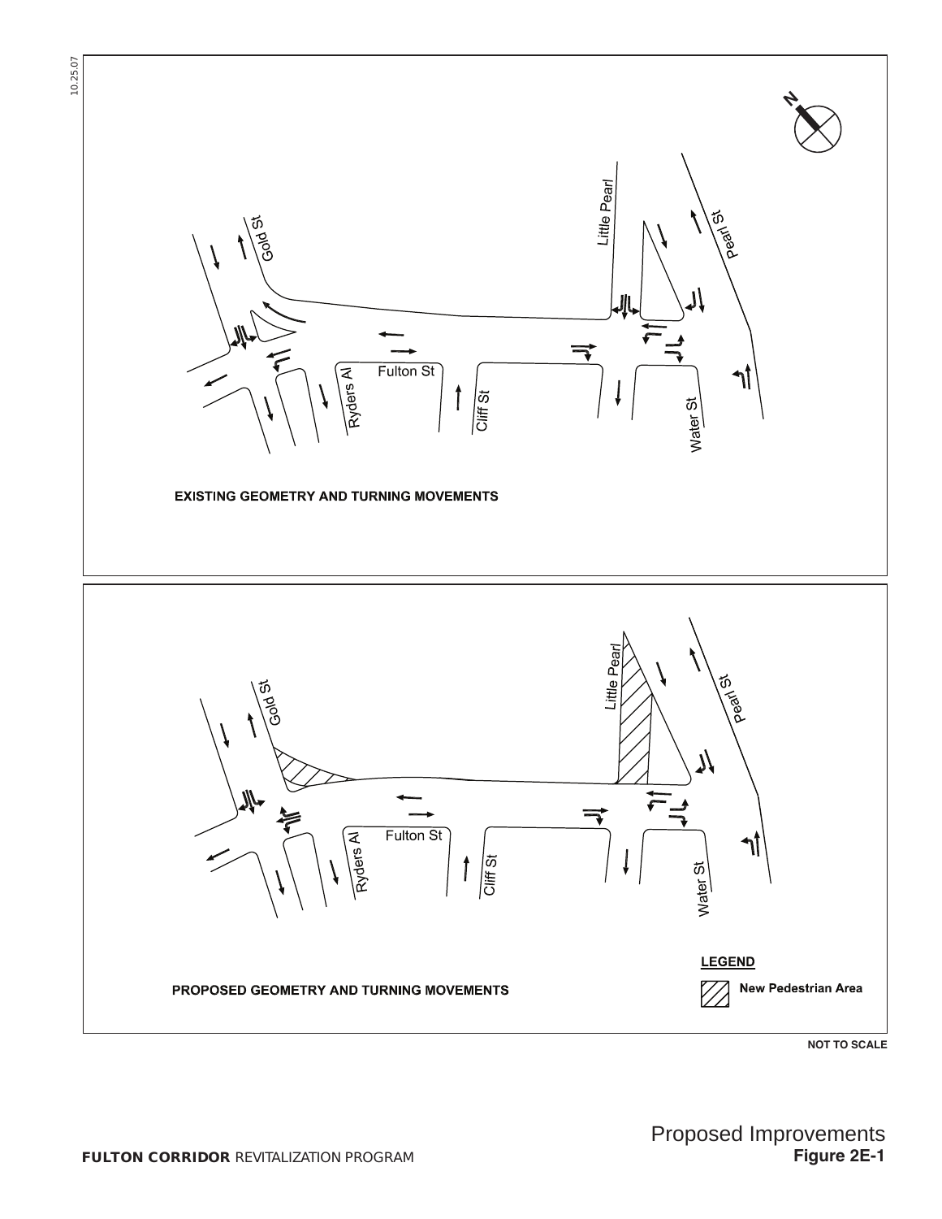10.25.07

Gold St

Little Pearl

Pearl St

Fulton St

Ryders Al

Cliff St

Water St

**EXISTING GEOMETRY AND TURNING MOVEMENTS**

Gold St

Little Pearl

Pearl St

Fulton St

Ryders Al

Cliff St

Water St

**PROPOSED GEOMETRY AND TURNING MOVEMENTS**

**LEGEND**

**New Pedestrian Area**

**NOT TO SCALE**

**FULTON CORRIDOR** REVITALIZATION PROGRAM

Proposed Improvements

**Figure 2E-1**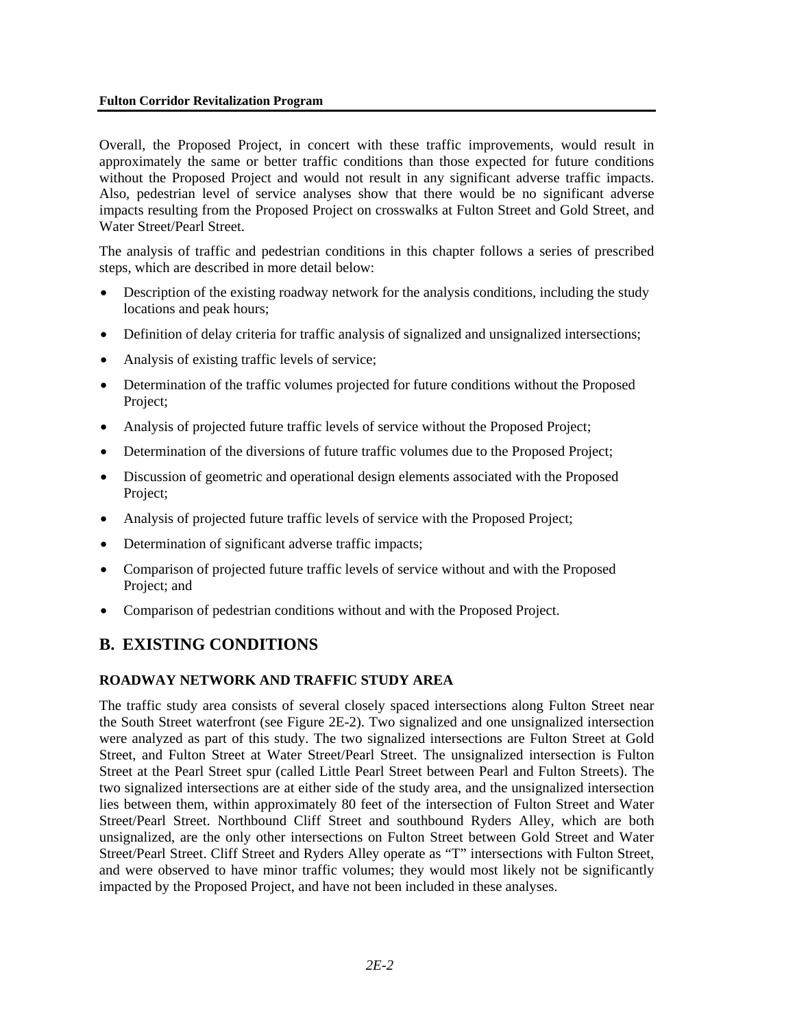Overall, the Proposed Project, in concert with these traffic improvements, would result in approximately the same or better traffic conditions than those expected for future conditions without the Proposed Project and would not result in any significant adverse traffic impacts. Also, pedestrian level of service analyses show that there would be no significant adverse impacts resulting from the Proposed Project on crosswalks at Fulton Street and Gold Street, and Water Street/Pearl Street.

The analysis of traffic and pedestrian conditions in this chapter follows a series of prescribed steps, which are described in more detail below:

- Description of the existing roadway network for the analysis conditions, including the study locations and peak hours;
- Definition of delay criteria for traffic analysis of signalized and unsignalized intersections;
- Analysis of existing traffic levels of service;
- Determination of the traffic volumes projected for future conditions without the Proposed Project;
- Analysis of projected future traffic levels of service without the Proposed Project;
- Determination of the diversions of future traffic volumes due to the Proposed Project;
- Discussion of geometric and operational design elements associated with the Proposed Project;
- Analysis of projected future traffic levels of service with the Proposed Project;
- Determination of significant adverse traffic impacts;
- Comparison of projected future traffic levels of service without and with the Proposed Project; and
- Comparison of pedestrian conditions without and with the Proposed Project.

## B. EXISTING CONDITIONS

### ROADWAY NETWORK AND TRAFFIC STUDY AREA

The traffic study area consists of several closely spaced intersections along Fulton Street near the South Street waterfront (see Figure 2E-2). Two signalized and one unsignalized intersection were analyzed as part of this study. The two signalized intersections are Fulton Street at Gold Street, and Fulton Street at Water Street/Pearl Street. The unsignalized intersection is Fulton Street at the Pearl Street spur (called Little Pearl Street between Pearl and Fulton Streets). The two signalized intersections are at either side of the study area, and the unsignalized intersection lies between them, within approximately 80 feet of the intersection of Fulton Street and Water Street/Pearl Street. Northbound Cliff Street and southbound Ryders Alley, which are both unsignalized, are the only other intersections on Fulton Street between Gold Street and Water Street/Pearl Street. Cliff Street and Ryders Alley operate as "T" intersections with Fulton Street, and were observed to have minor traffic volumes; they would most likely not be significantly impacted by the Proposed Project, and have not been included in these analyses.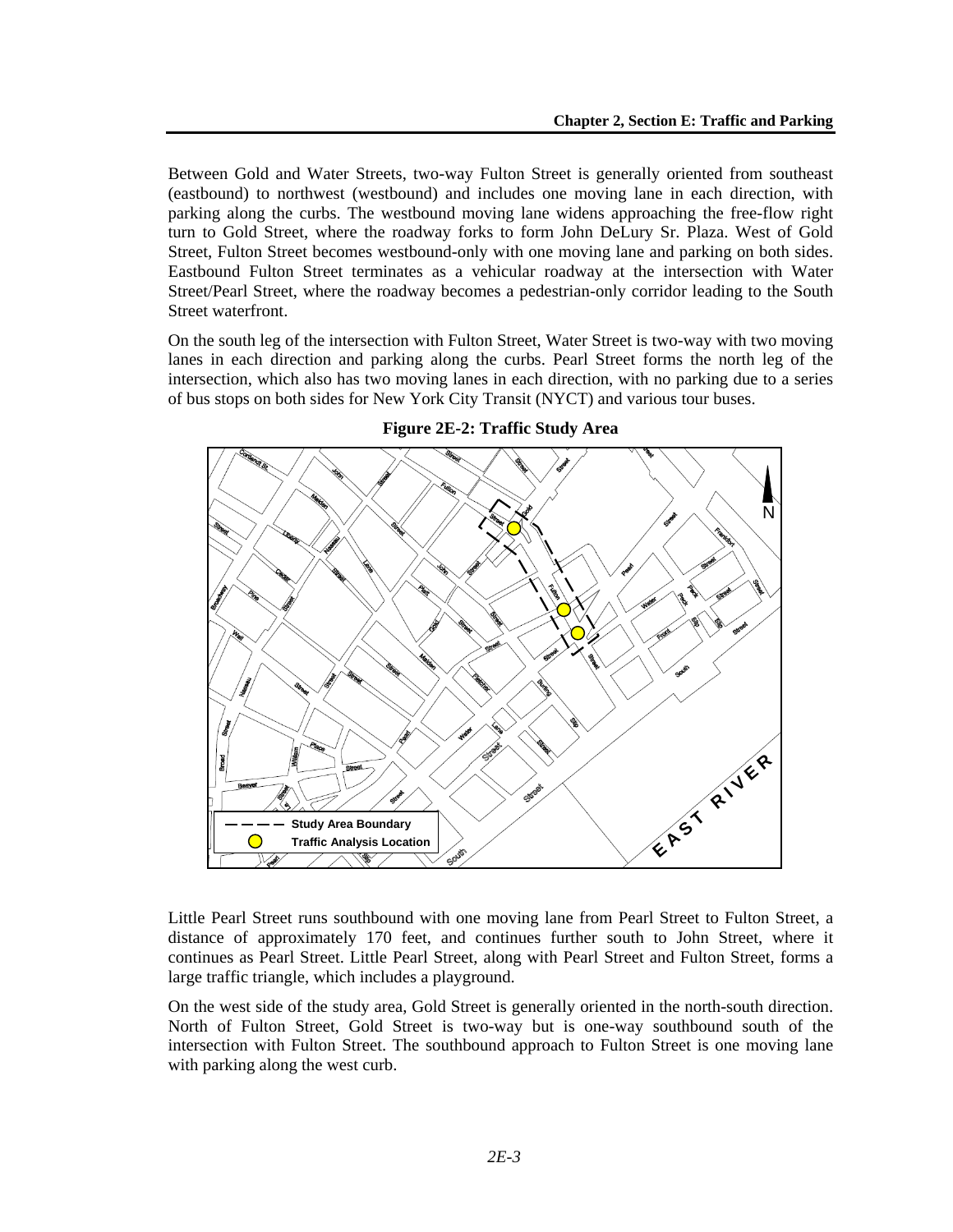Between Gold and Water Streets, two-way Fulton Street is generally oriented from southeast (eastbound) to northwest (westbound) and includes one moving lane in each direction, with parking along the curbs. The westbound moving lane widens approaching the free-flow right turn to Gold Street, where the roadway forks to form John DeLury Sr. Plaza. West of Gold Street, Fulton Street becomes westbound-only with one moving lane and parking on both sides. Eastbound Fulton Street terminates as a vehicular roadway at the intersection with Water Street/Pearl Street, where the roadway becomes a pedestrian-only corridor leading to the South Street waterfront.

On the south leg of the intersection with Fulton Street, Water Street is two-way with two moving lanes in each direction and parking along the curbs. Pearl Street forms the north leg of the intersection, which also has two moving lanes in each direction, with no parking due to a series of bus stops on both sides for New York City Transit (NYCT) and various tour buses.

**Figure 2E-2: Traffic Study Area**

Little Pearl Street runs southbound with one moving lane from Pearl Street to Fulton Street, a distance of approximately 170 feet, and continues further south to John Street, where it continues as Pearl Street. Little Pearl Street, along with Pearl Street and Fulton Street, forms a large traffic triangle, which includes a playground.

On the west side of the study area, Gold Street is generally oriented in the north-south direction. North of Fulton Street, Gold Street is two-way but is one-way southbound south of the intersection with Fulton Street. The southbound approach to Fulton Street is one moving lane with parking along the west curb.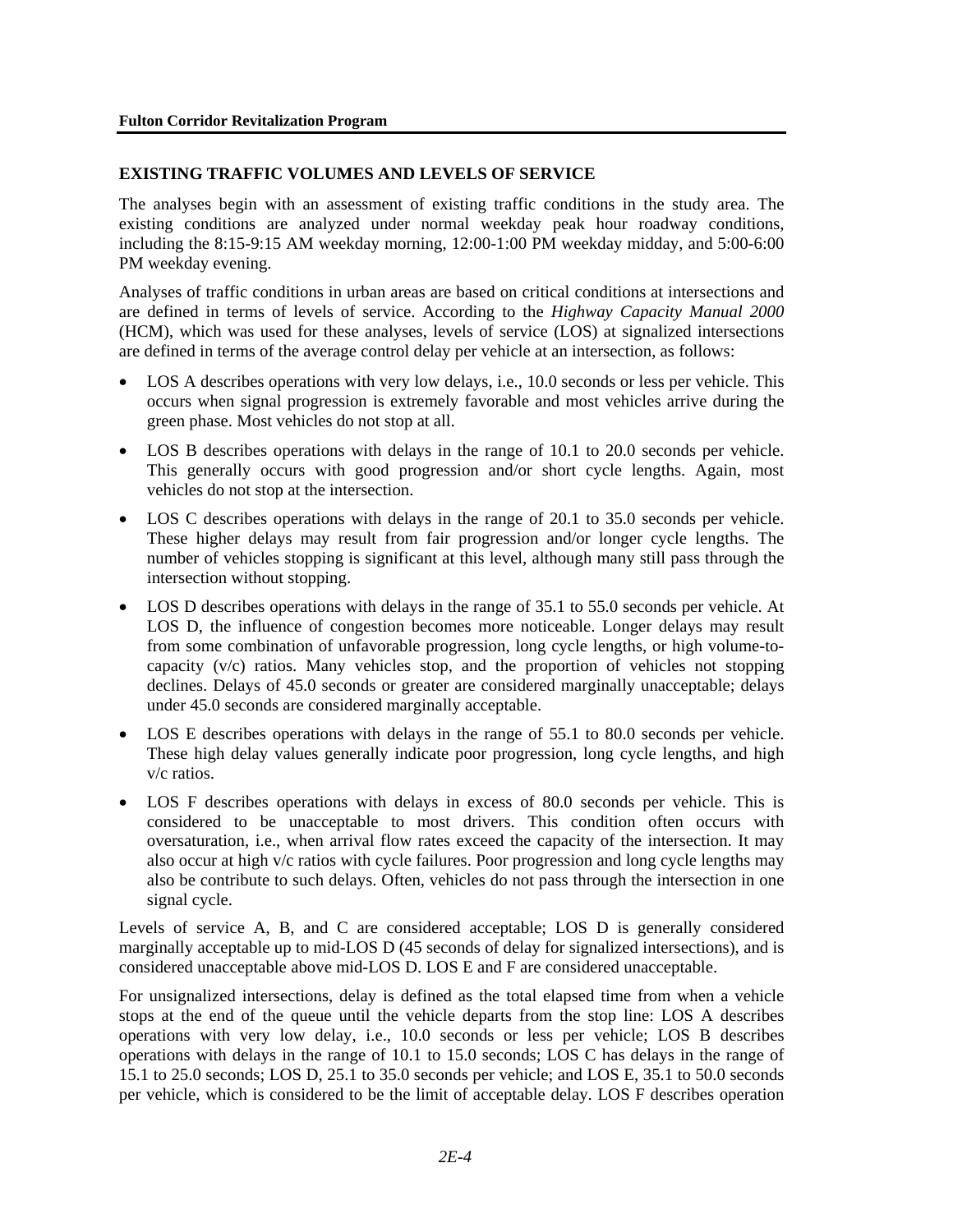## EXISTING TRAFFIC VOLUMES AND LEVELS OF SERVICE

The analyses begin with an assessment of existing traffic conditions in the study area. The existing conditions are analyzed under normal weekday peak hour roadway conditions, including the 8:15-9:15 AM weekday morning, 12:00-1:00 PM weekday midday, and 5:00-6:00 PM weekday evening.

Analyses of traffic conditions in urban areas are based on critical conditions at intersections and are defined in terms of levels of service. According to the *Highway Capacity Manual 2000* (HCM), which was used for these analyses, levels of service (LOS) at signalized intersections are defined in terms of the average control delay per vehicle at an intersection, as follows:

- LOS A describes operations with very low delays, i.e., 10.0 seconds or less per vehicle. This occurs when signal progression is extremely favorable and most vehicles arrive during the green phase. Most vehicles do not stop at all.
- LOS B describes operations with delays in the range of 10.1 to 20.0 seconds per vehicle. This generally occurs with good progression and/or short cycle lengths. Again, most vehicles do not stop at the intersection.
- LOS C describes operations with delays in the range of 20.1 to 35.0 seconds per vehicle. These higher delays may result from fair progression and/or longer cycle lengths. The number of vehicles stopping is significant at this level, although many still pass through the intersection without stopping.
- LOS D describes operations with delays in the range of 35.1 to 55.0 seconds per vehicle. At LOS D, the influence of congestion becomes more noticeable. Longer delays may result from some combination of unfavorable progression, long cycle lengths, or high volume-to-capacity (v/c) ratios. Many vehicles stop, and the proportion of vehicles not stopping declines. Delays of 45.0 seconds or greater are considered marginally unacceptable; delays under 45.0 seconds are considered marginally acceptable.
- LOS E describes operations with delays in the range of 55.1 to 80.0 seconds per vehicle. These high delay values generally indicate poor progression, long cycle lengths, and high v/c ratios.
- LOS F describes operations with delays in excess of 80.0 seconds per vehicle. This is considered to be unacceptable to most drivers. This condition often occurs with oversaturation, i.e., when arrival flow rates exceed the capacity of the intersection. It may also occur at high v/c ratios with cycle failures. Poor progression and long cycle lengths may also be contribute to such delays. Often, vehicles do not pass through the intersection in one signal cycle.

Levels of service A, B, and C are considered acceptable; LOS D is generally considered marginally acceptable up to mid-LOS D (45 seconds of delay for signalized intersections), and is considered unacceptable above mid-LOS D. LOS E and F are considered unacceptable.

For unsignalized intersections, delay is defined as the total elapsed time from when a vehicle stops at the end of the queue until the vehicle departs from the stop line: LOS A describes operations with very low delay, i.e., 10.0 seconds or less per vehicle; LOS B describes operations with delays in the range of 10.1 to 15.0 seconds; LOS C has delays in the range of 15.1 to 25.0 seconds; LOS D, 25.1 to 35.0 seconds per vehicle; and LOS E, 35.1 to 50.0 seconds per vehicle, which is considered to be the limit of acceptable delay. LOS F describes operation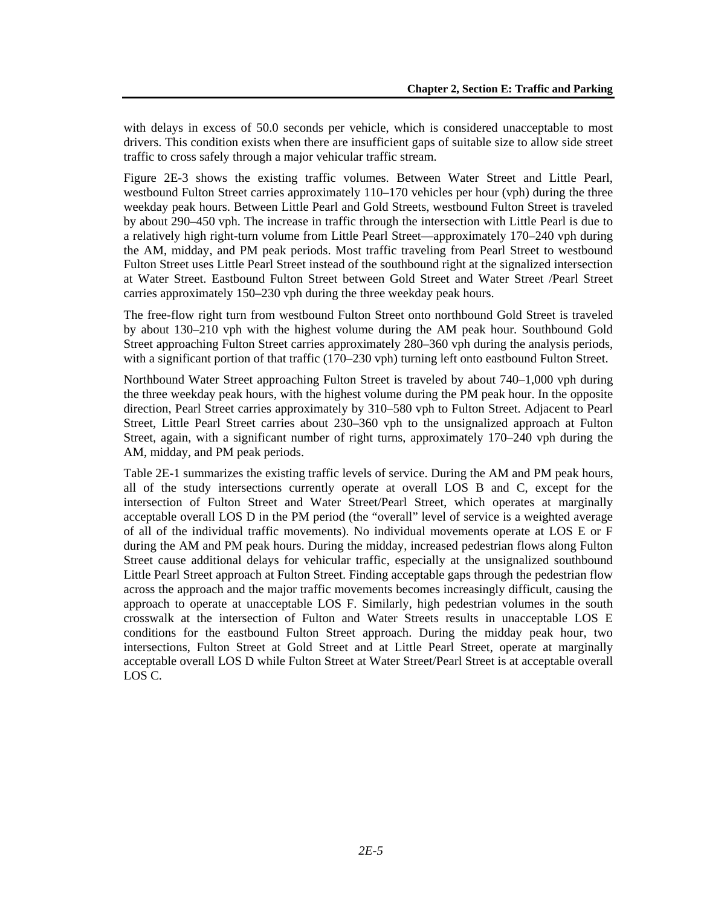with delays in excess of 50.0 seconds per vehicle, which is considered unacceptable to most drivers. This condition exists when there are insufficient gaps of suitable size to allow side street traffic to cross safely through a major vehicular traffic stream.

Figure 2E-3 shows the existing traffic volumes. Between Water Street and Little Pearl, westbound Fulton Street carries approximately 110–170 vehicles per hour (vph) during the three weekday peak hours. Between Little Pearl and Gold Streets, westbound Fulton Street is traveled by about 290–450 vph. The increase in traffic through the intersection with Little Pearl is due to a relatively high right-turn volume from Little Pearl Street—approximately 170–240 vph during the AM, midday, and PM peak periods. Most traffic traveling from Pearl Street to westbound Fulton Street uses Little Pearl Street instead of the southbound right at the signalized intersection at Water Street. Eastbound Fulton Street between Gold Street and Water Street /Pearl Street carries approximately 150–230 vph during the three weekday peak hours.

The free-flow right turn from westbound Fulton Street onto northbound Gold Street is traveled by about 130–210 vph with the highest volume during the AM peak hour. Southbound Gold Street approaching Fulton Street carries approximately 280–360 vph during the analysis periods, with a significant portion of that traffic (170–230 vph) turning left onto eastbound Fulton Street.

Northbound Water Street approaching Fulton Street is traveled by about 740–1,000 vph during the three weekday peak hours, with the highest volume during the PM peak hour. In the opposite direction, Pearl Street carries approximately by 310–580 vph to Fulton Street. Adjacent to Pearl Street, Little Pearl Street carries about 230–360 vph to the unsignalized approach at Fulton Street, again, with a significant number of right turns, approximately 170–240 vph during the AM, midday, and PM peak periods.

Table 2E-1 summarizes the existing traffic levels of service. During the AM and PM peak hours, all of the study intersections currently operate at overall LOS B and C, except for the intersection of Fulton Street and Water Street/Pearl Street, which operates at marginally acceptable overall LOS D in the PM period (the "overall" level of service is a weighted average of all of the individual traffic movements). No individual movements operate at LOS E or F during the AM and PM peak hours. During the midday, increased pedestrian flows along Fulton Street cause additional delays for vehicular traffic, especially at the unsignalized southbound Little Pearl Street approach at Fulton Street. Finding acceptable gaps through the pedestrian flow across the approach and the major traffic movements becomes increasingly difficult, causing the approach to operate at unacceptable LOS F. Similarly, high pedestrian volumes in the south crosswalk at the intersection of Fulton and Water Streets results in unacceptable LOS E conditions for the eastbound Fulton Street approach. During the midday peak hour, two intersections, Fulton Street at Gold Street and at Little Pearl Street, operate at marginally acceptable overall LOS D while Fulton Street at Water Street/Pearl Street is at acceptable overall LOS C.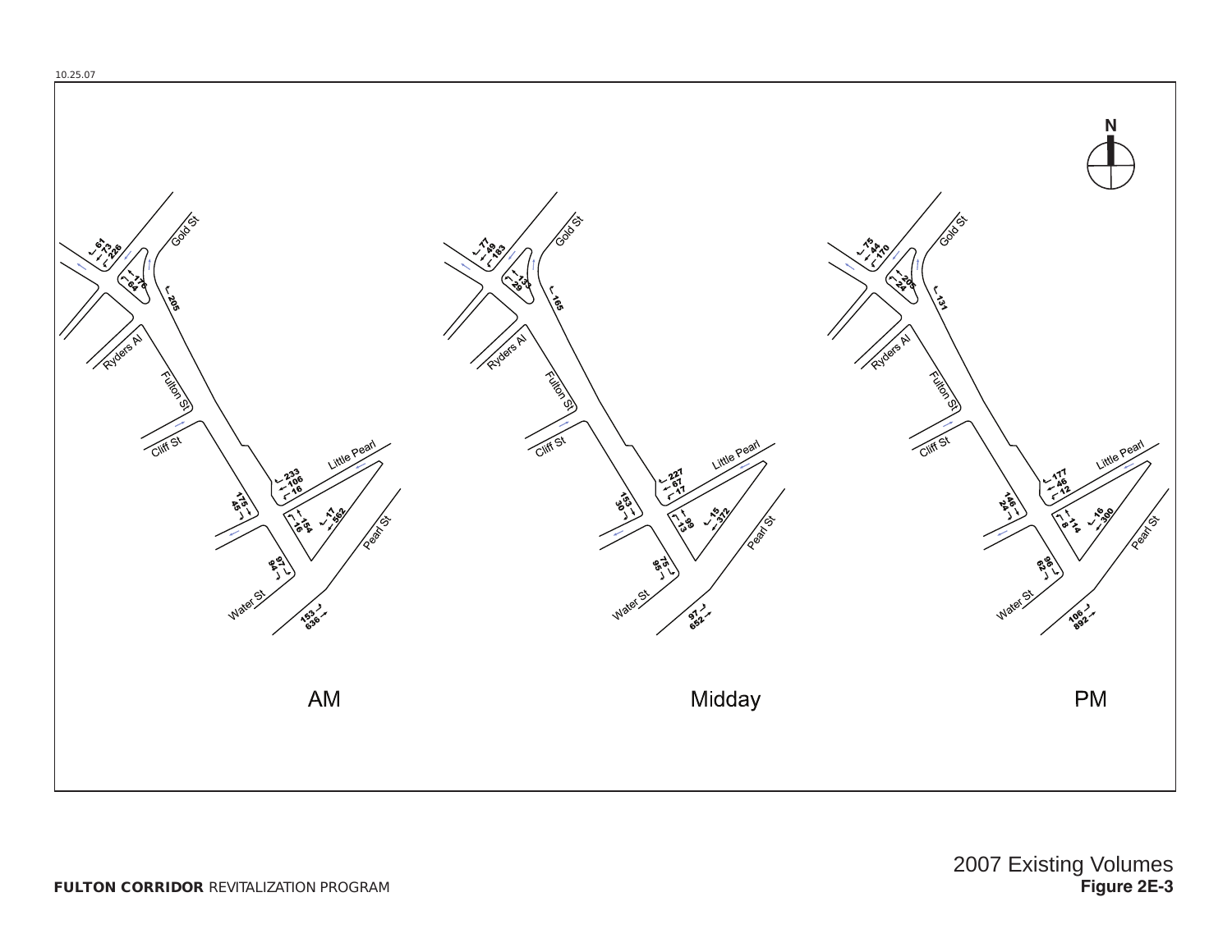10.25.07

N

Gold St

Ryders Al

Fulton St

Cliff St

Little Pearl

Pearl St

Water St

AM

61
73
226

176
64

205

233
106
16

175
45

154
16

17
562

97
94

153
636

Midday

77
49
183

133
29

165

227
67
17

153
30

99
13

15
372

75
95

97
652

PM

75
44
170

205
24

131

177
46
12

146
24

114
8

16
300

96
62

106
892

2007 Existing Volumes

**Figure 2E-3**

**FULTON CORRIDOR** REVITALIZATION PROGRAM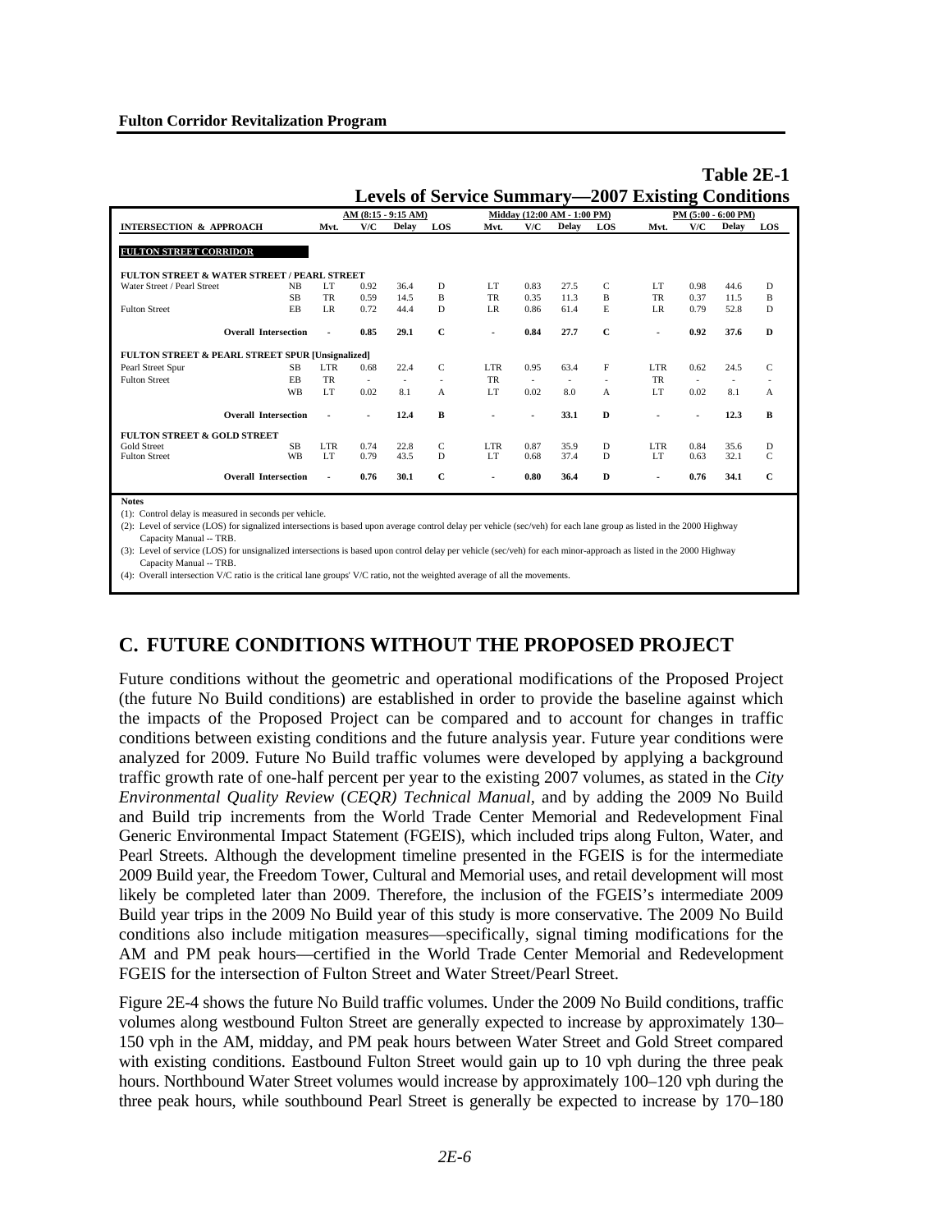**Table 2E-1**
**Levels of Service Summary—2007 Existing Conditions**

| INTERSECTION & APPROACH | | AM (8:15 - 9:15 AM) | | | | Midday (12:00 AM - 1:00 PM) | | | | PM (5:00 - 6:00 PM) | | | |
|---|---|---|---|---|---|---|---|---|---|---|---|---|---|
| | | Mvt. | V/C | Delay | LOS | Mvt. | V/C | Delay | LOS | Mvt. | V/C | Delay | LOS |
| **FULTON STREET CORRIDOR** | | | | | | | | | | | | | |
| **FULTON STREET & WATER STREET / PEARL STREET** | | | | | | | | | | | | | |
| Water Street / Pearl Street | NB | LT | 0.92 | 36.4 | D | LT | 0.83 | 27.5 | C | LT | 0.98 | 44.6 | D |
| | SB | TR | 0.59 | 14.5 | B | TR | 0.35 | 11.3 | B | TR | 0.37 | 11.5 | B |
| Fulton Street | EB | LR | 0.72 | 44.4 | D | LR | 0.86 | 61.4 | E | LR | 0.79 | 52.8 | D |
| **Overall Intersection** | | - | **0.85** | **29.1** | **C** | - | **0.84** | **27.7** | **C** | - | **0.92** | **37.6** | **D** |
| **FULTON STREET & PEARL STREET SPUR [Unsignalized]** | | | | | | | | | | | | | |
| Pearl Street Spur | SB | LTR | 0.68 | 22.4 | C | LTR | 0.95 | 63.4 | F | LTR | 0.62 | 24.5 | C |
| Fulton Street | EB | TR | - | - | - | TR | - | - | - | TR | - | - | - |
| | WB | LT | 0.02 | 8.1 | A | LT | 0.02 | 8.0 | A | LT | 0.02 | 8.1 | A |
| **Overall Intersection** | | - | - | **12.4** | **B** | - | - | **33.1** | **D** | - | - | **12.3** | **B** |
| **FULTON STREET & GOLD STREET** | | | | | | | | | | | | | |
| Gold Street | SB | LTR | 0.74 | 22.8 | C | LTR | 0.87 | 35.9 | D | LTR | 0.84 | 35.6 | D |
| Fulton Street | WB | LT | 0.79 | 43.5 | D | LT | 0.68 | 37.4 | D | LT | 0.63 | 32.1 | C |
| **Overall Intersection** | | - | **0.76** | **30.1** | **C** | - | **0.80** | **36.4** | **D** | - | **0.76** | **34.1** | **C** |

**Notes**

(1): Control delay is measured in seconds per vehicle.

(2): Level of service (LOS) for signalized intersections is based upon average control delay per vehicle (sec/veh) for each lane group as listed in the 2000 Highway Capacity Manual -- TRB.

(3): Level of service (LOS) for unsignalized intersections is based upon control delay per vehicle (sec/veh) for each minor-approach as listed in the 2000 Highway Capacity Manual -- TRB.

(4): Overall intersection V/C ratio is the critical lane groups' V/C ratio, not the weighted average of all the movements.

## C. FUTURE CONDITIONS WITHOUT THE PROPOSED PROJECT

Future conditions without the geometric and operational modifications of the Proposed Project (the future No Build conditions) are established in order to provide the baseline against which the impacts of the Proposed Project can be compared and to account for changes in traffic conditions between existing conditions and the future analysis year. Future year conditions were analyzed for 2009. Future No Build traffic volumes were developed by applying a background traffic growth rate of one-half percent per year to the existing 2007 volumes, as stated in the *City Environmental Quality Review* (*CEQR) Technical Manual*, and by adding the 2009 No Build and Build trip increments from the World Trade Center Memorial and Redevelopment Final Generic Environmental Impact Statement (FGEIS), which included trips along Fulton, Water, and Pearl Streets. Although the development timeline presented in the FGEIS is for the intermediate 2009 Build year, the Freedom Tower, Cultural and Memorial uses, and retail development will most likely be completed later than 2009. Therefore, the inclusion of the FGEIS's intermediate 2009 Build year trips in the 2009 No Build year of this study is more conservative. The 2009 No Build conditions also include mitigation measures—specifically, signal timing modifications for the AM and PM peak hours—certified in the World Trade Center Memorial and Redevelopment FGEIS for the intersection of Fulton Street and Water Street/Pearl Street.

Figure 2E-4 shows the future No Build traffic volumes. Under the 2009 No Build conditions, traffic volumes along westbound Fulton Street are generally expected to increase by approximately 130–150 vph in the AM, midday, and PM peak hours between Water Street and Gold Street compared with existing conditions. Eastbound Fulton Street would gain up to 10 vph during the three peak hours. Northbound Water Street volumes would increase by approximately 100–120 vph during the three peak hours, while southbound Pearl Street is generally be expected to increase by 170–180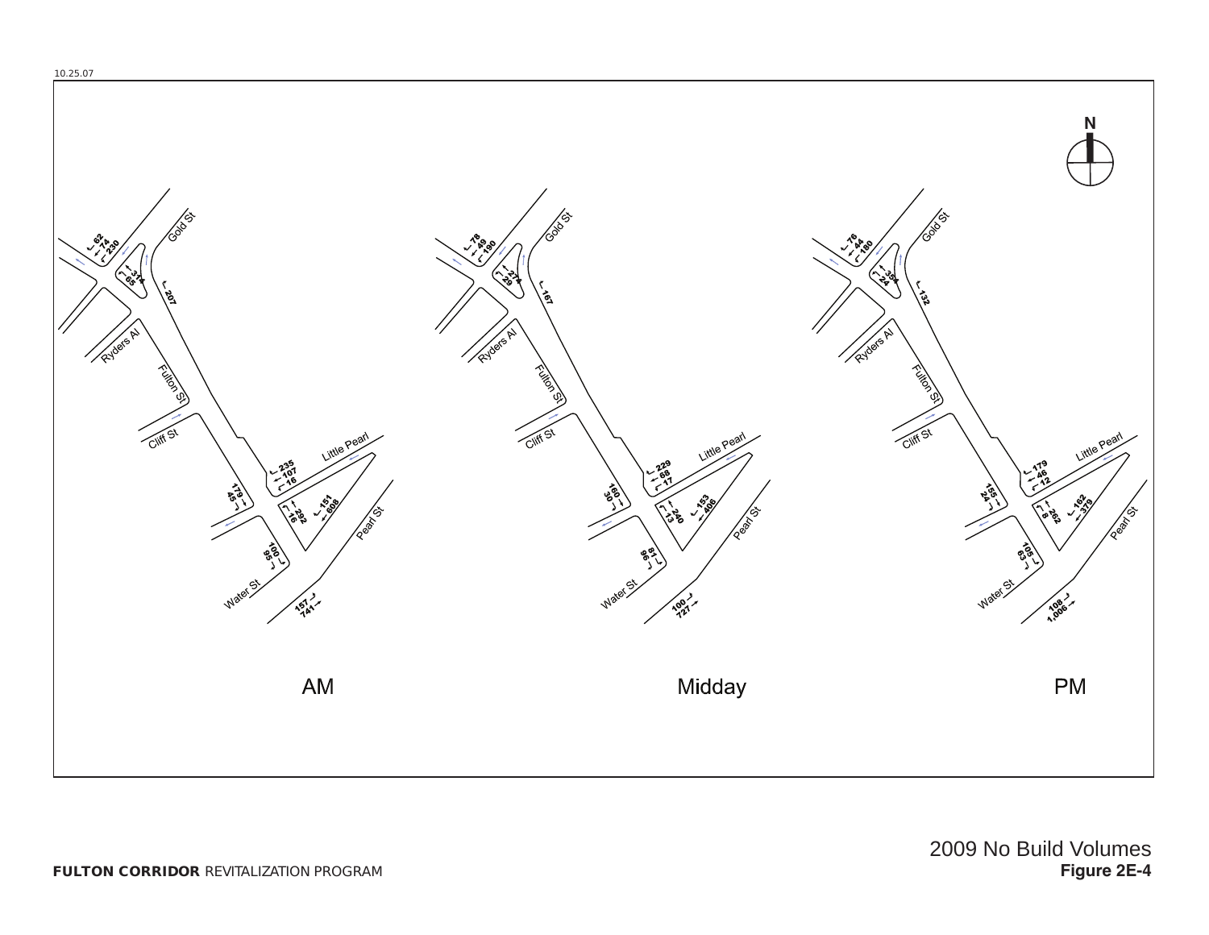10.25.07

N

Gold St

Ryders Al

Fulton St

Cliff St

Little Pearl

Pearl St

Water St

62
74
230

314
65

207

235
107
16

179
45

292
16

151
608

100
95

157
741

AM

78
49
190

274
29

167

229
68
17

160
30

240
13

153
406

87
96

100
727

Midday

76
44
180

354
24

132

179
46
12

155
24

262
8

162
379

105
63

108
1,006

PM

2009 No Build Volumes

**Figure 2E-4**

**FULTON CORRIDOR** REVITALIZATION PROGRAM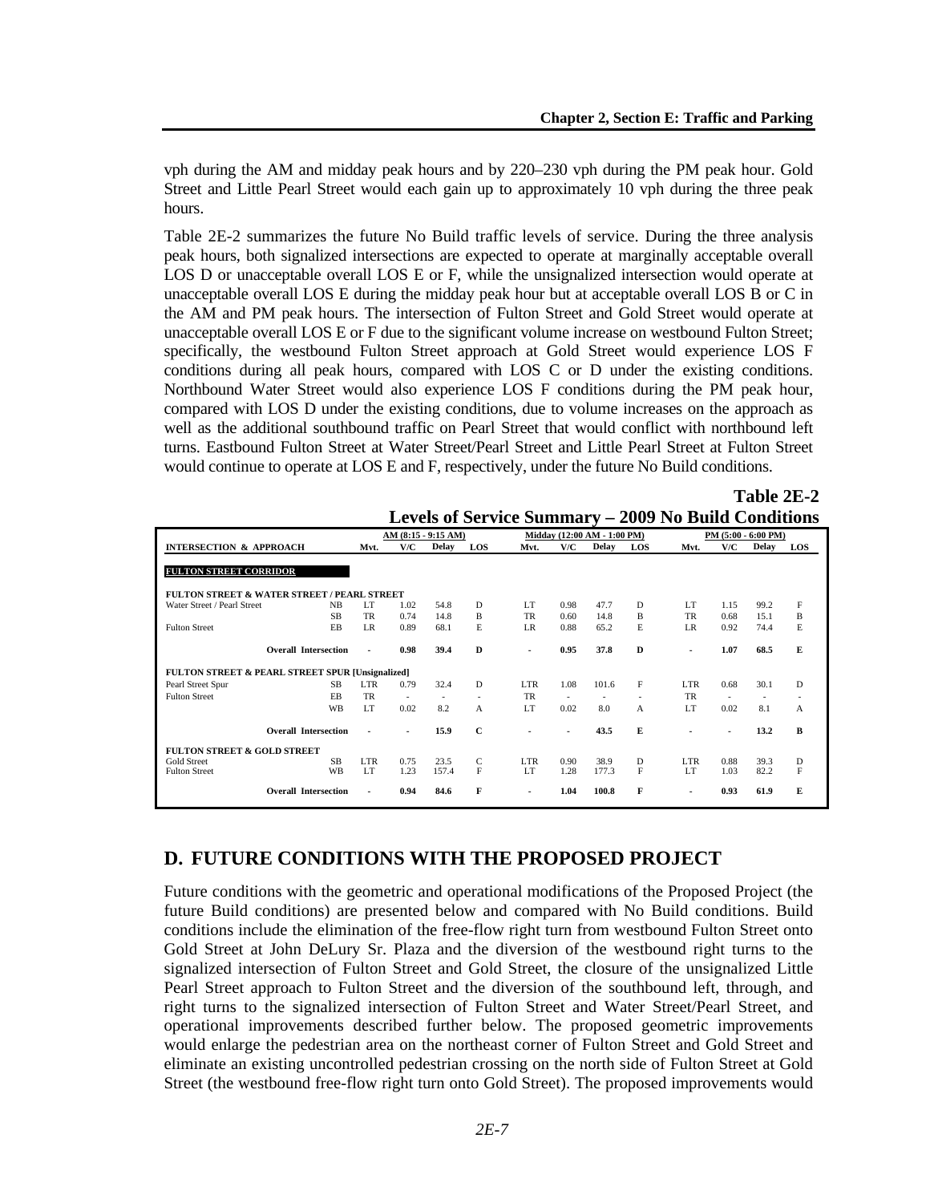vph during the AM and midday peak hours and by 220–230 vph during the PM peak hour. Gold Street and Little Pearl Street would each gain up to approximately 10 vph during the three peak hours.

Table 2E-2 summarizes the future No Build traffic levels of service. During the three analysis peak hours, both signalized intersections are expected to operate at marginally acceptable overall LOS D or unacceptable overall LOS E or F, while the unsignalized intersection would operate at unacceptable overall LOS E during the midday peak hour but at acceptable overall LOS B or C in the AM and PM peak hours. The intersection of Fulton Street and Gold Street would operate at unacceptable overall LOS E or F due to the significant volume increase on westbound Fulton Street; specifically, the westbound Fulton Street approach at Gold Street would experience LOS F conditions during all peak hours, compared with LOS C or D under the existing conditions. Northbound Water Street would also experience LOS F conditions during the PM peak hour, compared with LOS D under the existing conditions, due to volume increases on the approach as well as the additional southbound traffic on Pearl Street that would conflict with northbound left turns. Eastbound Fulton Street at Water Street/Pearl Street and Little Pearl Street at Fulton Street would continue to operate at LOS E and F, respectively, under the future No Build conditions.

**Table 2E-2**
**Levels of Service Summary – 2009 No Build Conditions**

| INTERSECTION & APPROACH | | AM (8:15 - 9:15 AM) | | | | Midday (12:00 AM - 1:00 PM) | | | | PM (5:00 - 6:00 PM) | | | |
|---|---|---|---|---|---|---|---|---|---|---|---|---|---|
| | | Mvt. | V/C | Delay | LOS | Mvt. | V/C | Delay | LOS | Mvt. | V/C | Delay | LOS |
| **FULTON STREET CORRIDOR** | | | | | | | | | | | | | |
| **FULTON STREET & WATER STREET / PEARL STREET** | | | | | | | | | | | | | |
| Water Street / Pearl Street | NB | LT | 1.02 | 54.8 | D | LT | 0.98 | 47.7 | D | LT | 1.15 | 99.2 | F |
| | SB | TR | 0.74 | 14.8 | B | TR | 0.60 | 14.8 | B | TR | 0.68 | 15.1 | B |
| Fulton Street | EB | LR | 0.89 | 68.1 | E | LR | 0.88 | 65.2 | E | LR | 0.92 | 74.4 | E |
| **Overall Intersection** | | - | **0.98** | **39.4** | **D** | - | **0.95** | **37.8** | **D** | - | **1.07** | **68.5** | **E** |
| **FULTON STREET & PEARL STREET SPUR [Unsignalized]** | | | | | | | | | | | | | |
| Pearl Street Spur | SB | LTR | 0.79 | 32.4 | D | LTR | 1.08 | 101.6 | F | LTR | 0.68 | 30.1 | D |
| Fulton Street | EB | TR | - | - | - | TR | - | - | - | TR | - | - | - |
| | WB | LT | 0.02 | 8.2 | A | LT | 0.02 | 8.0 | A | LT | 0.02 | 8.1 | A |
| **Overall Intersection** | | - | - | **15.9** | **C** | - | - | **43.5** | **E** | - | - | **13.2** | **B** |
| **FULTON STREET & GOLD STREET** | | | | | | | | | | | | | |
| Gold Street | SB | LTR | 0.75 | 23.5 | C | LTR | 0.90 | 38.9 | D | LTR | 0.88 | 39.3 | D |
| Fulton Street | WB | LT | 1.23 | 157.4 | F | LT | 1.28 | 177.3 | F | LT | 1.03 | 82.2 | F |
| **Overall Intersection** | | - | **0.94** | **84.6** | **F** | - | **1.04** | **100.8** | **F** | - | **0.93** | **61.9** | **E** |

## D. FUTURE CONDITIONS WITH THE PROPOSED PROJECT

Future conditions with the geometric and operational modifications of the Proposed Project (the future Build conditions) are presented below and compared with No Build conditions. Build conditions include the elimination of the free-flow right turn from westbound Fulton Street onto Gold Street at John DeLury Sr. Plaza and the diversion of the westbound right turns to the signalized intersection of Fulton Street and Gold Street, the closure of the unsignalized Little Pearl Street approach to Fulton Street and the diversion of the southbound left, through, and right turns to the signalized intersection of Fulton Street and Water Street/Pearl Street, and operational improvements described further below. The proposed geometric improvements would enlarge the pedestrian area on the northeast corner of Fulton Street and Gold Street and eliminate an existing uncontrolled pedestrian crossing on the north side of Fulton Street at Gold Street (the westbound free-flow right turn onto Gold Street). The proposed improvements would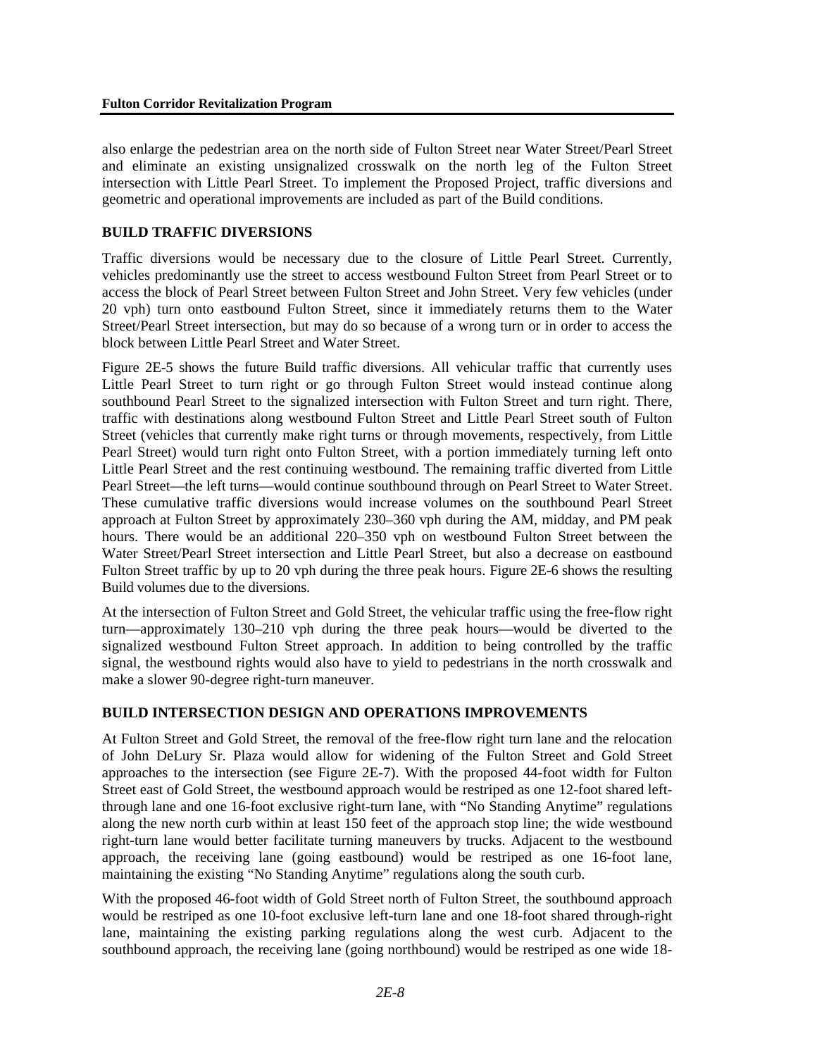also enlarge the pedestrian area on the north side of Fulton Street near Water Street/Pearl Street and eliminate an existing unsignalized crosswalk on the north leg of the Fulton Street intersection with Little Pearl Street. To implement the Proposed Project, traffic diversions and geometric and operational improvements are included as part of the Build conditions.

**BUILD TRAFFIC DIVERSIONS**

Traffic diversions would be necessary due to the closure of Little Pearl Street. Currently, vehicles predominantly use the street to access westbound Fulton Street from Pearl Street or to access the block of Pearl Street between Fulton Street and John Street. Very few vehicles (under 20 vph) turn onto eastbound Fulton Street, since it immediately returns them to the Water Street/Pearl Street intersection, but may do so because of a wrong turn or in order to access the block between Little Pearl Street and Water Street.

Figure 2E-5 shows the future Build traffic diversions. All vehicular traffic that currently uses Little Pearl Street to turn right or go through Fulton Street would instead continue along southbound Pearl Street to the signalized intersection with Fulton Street and turn right. There, traffic with destinations along westbound Fulton Street and Little Pearl Street south of Fulton Street (vehicles that currently make right turns or through movements, respectively, from Little Pearl Street) would turn right onto Fulton Street, with a portion immediately turning left onto Little Pearl Street and the rest continuing westbound. The remaining traffic diverted from Little Pearl Street—the left turns—would continue southbound through on Pearl Street to Water Street. These cumulative traffic diversions would increase volumes on the southbound Pearl Street approach at Fulton Street by approximately 230–360 vph during the AM, midday, and PM peak hours. There would be an additional 220–350 vph on westbound Fulton Street between the Water Street/Pearl Street intersection and Little Pearl Street, but also a decrease on eastbound Fulton Street traffic by up to 20 vph during the three peak hours. Figure 2E-6 shows the resulting Build volumes due to the diversions.

At the intersection of Fulton Street and Gold Street, the vehicular traffic using the free-flow right turn—approximately 130–210 vph during the three peak hours—would be diverted to the signalized westbound Fulton Street approach. In addition to being controlled by the traffic signal, the westbound rights would also have to yield to pedestrians in the north crosswalk and make a slower 90-degree right-turn maneuver.

**BUILD INTERSECTION DESIGN AND OPERATIONS IMPROVEMENTS**

At Fulton Street and Gold Street, the removal of the free-flow right turn lane and the relocation of John DeLury Sr. Plaza would allow for widening of the Fulton Street and Gold Street approaches to the intersection (see Figure 2E-7). With the proposed 44-foot width for Fulton Street east of Gold Street, the westbound approach would be restriped as one 12-foot shared left-through lane and one 16-foot exclusive right-turn lane, with "No Standing Anytime" regulations along the new north curb within at least 150 feet of the approach stop line; the wide westbound right-turn lane would better facilitate turning maneuvers by trucks. Adjacent to the westbound approach, the receiving lane (going eastbound) would be restriped as one 16-foot lane, maintaining the existing "No Standing Anytime" regulations along the south curb.

With the proposed 46-foot width of Gold Street north of Fulton Street, the southbound approach would be restriped as one 10-foot exclusive left-turn lane and one 18-foot shared through-right lane, maintaining the existing parking regulations along the west curb. Adjacent to the southbound approach, the receiving lane (going northbound) would be restriped as one wide 18-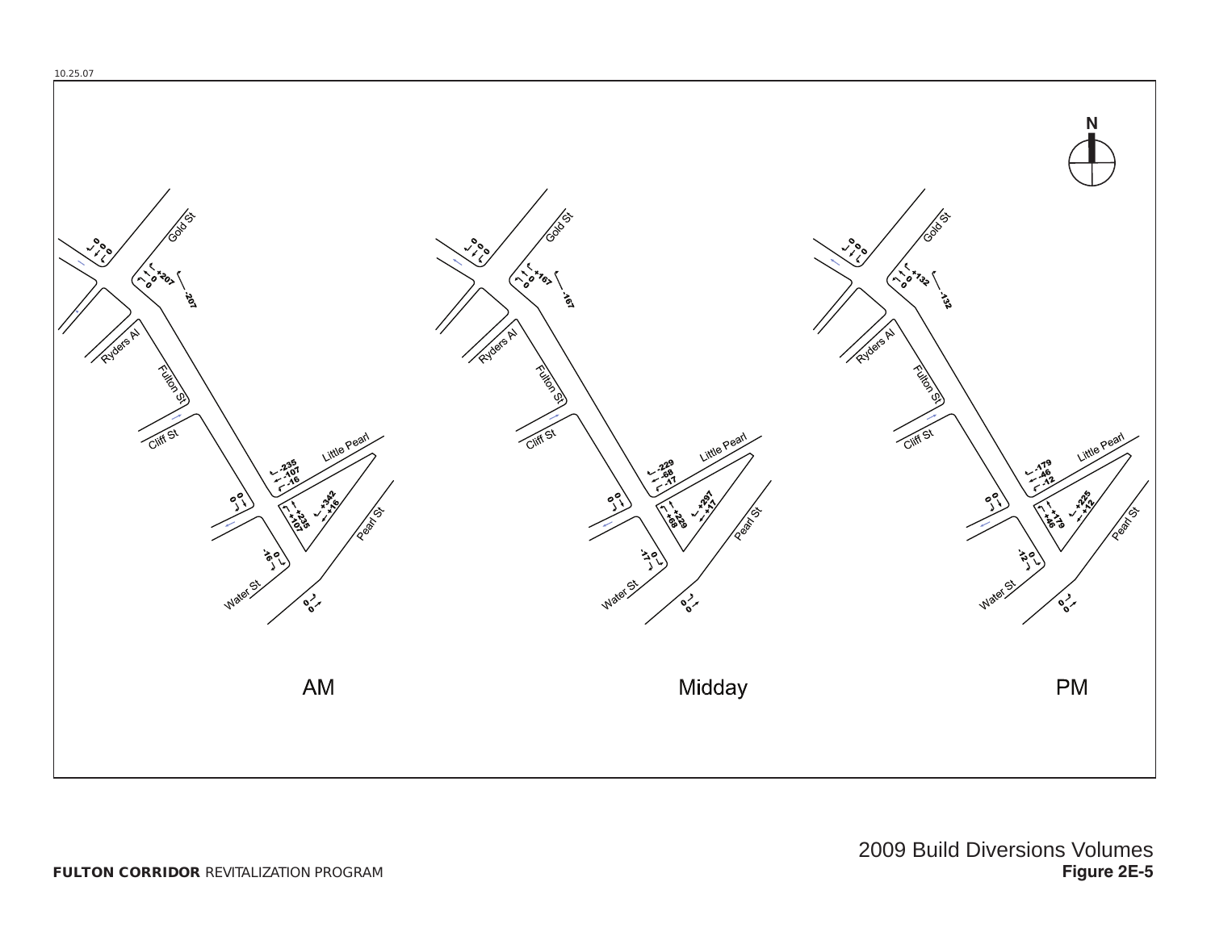AM

Midday

PM

2009 Build Diversions Volumes

**Figure 2E-5**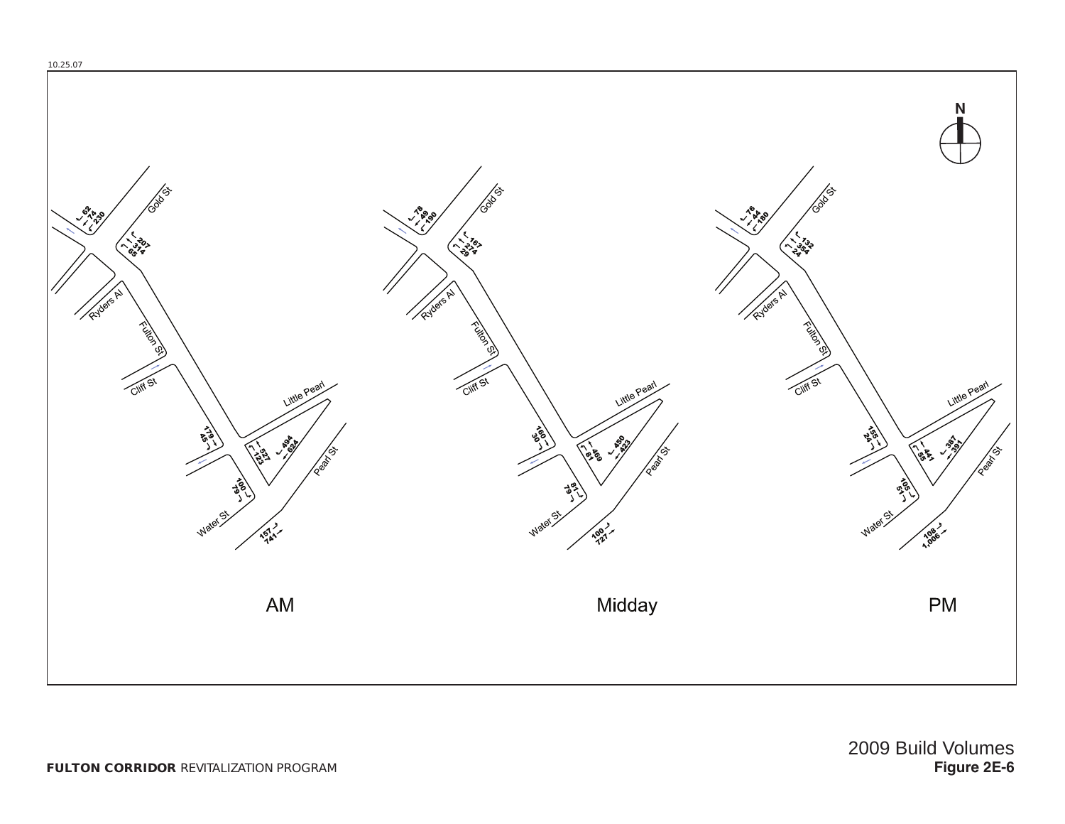10.25.07

N

Gold St

Ryders Al

Fulton St

Cliff St

Little Pearl

Pearl St

Water St

**AM**

62
74
230

207
314
65

179
45

527
123

494
624

100
79

157
741

**Midday**

78
49
190

167
274
29

160
30

469
81

450
423

81
79

100
727

**PM**

76
44
180

132
354
24

155
24

441
55

387
391

105
51

108
1,006

2009 Build Volumes
**Figure 2E-6**

**FULTON CORRIDOR** REVITALIZATION PROGRAM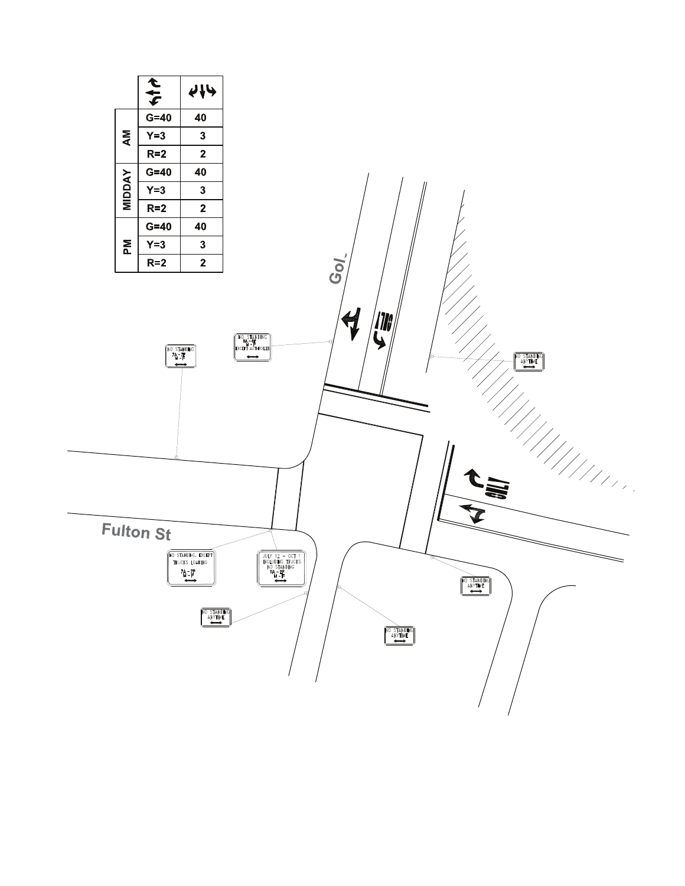| | (arrows) | (arrows) |
|---|---|---|
| AM | G=40 | 40 |
| | Y=3 | 3 |
| | R=2 | 2 |
| MIDDAY | G=40 | 40 |
| | Y=3 | 3 |
| | R=2 | 2 |
| PM | G=40 | 40 |
| | Y=3 | 3 |
| | R=2 | 2 |

Gol_

Fulton St

NO STANDING 7A-7P M-F

NO STANDING 8A-6P M-F EXCEPT AUTHORIZED

NO STANDING ANYTIME

ONLY

ONLY

NO STANDING, EXCEPT TRUCKS LOADING 7A-7P M-F

JULY 12 - OCT 1 INCLUDING TRUCKS NO STANDING 11A-5P M-F

NO STANDING ANYTIME

NO STANDING ANYTIME

NO STANDING ANYTIME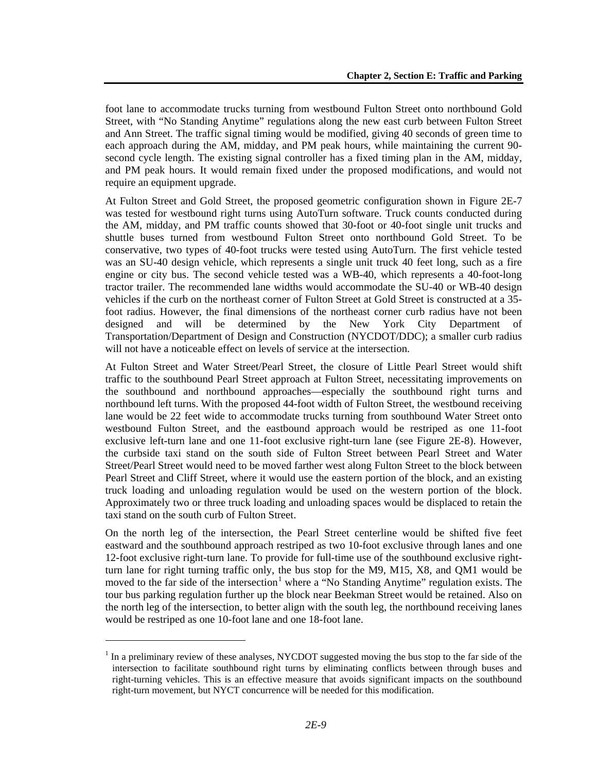foot lane to accommodate trucks turning from westbound Fulton Street onto northbound Gold Street, with "No Standing Anytime" regulations along the new east curb between Fulton Street and Ann Street. The traffic signal timing would be modified, giving 40 seconds of green time to each approach during the AM, midday, and PM peak hours, while maintaining the current 90-second cycle length. The existing signal controller has a fixed timing plan in the AM, midday, and PM peak hours. It would remain fixed under the proposed modifications, and would not require an equipment upgrade.

At Fulton Street and Gold Street, the proposed geometric configuration shown in Figure 2E-7 was tested for westbound right turns using AutoTurn software. Truck counts conducted during the AM, midday, and PM traffic counts showed that 30-foot or 40-foot single unit trucks and shuttle buses turned from westbound Fulton Street onto northbound Gold Street. To be conservative, two types of 40-foot trucks were tested using AutoTurn. The first vehicle tested was an SU-40 design vehicle, which represents a single unit truck 40 feet long, such as a fire engine or city bus. The second vehicle tested was a WB-40, which represents a 40-foot-long tractor trailer. The recommended lane widths would accommodate the SU-40 or WB-40 design vehicles if the curb on the northeast corner of Fulton Street at Gold Street is constructed at a 35-foot radius. However, the final dimensions of the northeast corner curb radius have not been designed and will be determined by the New York City Department of Transportation/Department of Design and Construction (NYCDOT/DDC); a smaller curb radius will not have a noticeable effect on levels of service at the intersection.

At Fulton Street and Water Street/Pearl Street, the closure of Little Pearl Street would shift traffic to the southbound Pearl Street approach at Fulton Street, necessitating improvements on the southbound and northbound approaches—especially the southbound right turns and northbound left turns. With the proposed 44-foot width of Fulton Street, the westbound receiving lane would be 22 feet wide to accommodate trucks turning from southbound Water Street onto westbound Fulton Street, and the eastbound approach would be restriped as one 11-foot exclusive left-turn lane and one 11-foot exclusive right-turn lane (see Figure 2E-8). However, the curbside taxi stand on the south side of Fulton Street between Pearl Street and Water Street/Pearl Street would need to be moved farther west along Fulton Street to the block between Pearl Street and Cliff Street, where it would use the eastern portion of the block, and an existing truck loading and unloading regulation would be used on the western portion of the block. Approximately two or three truck loading and unloading spaces would be displaced to retain the taxi stand on the south curb of Fulton Street.

On the north leg of the intersection, the Pearl Street centerline would be shifted five feet eastward and the southbound approach restriped as two 10-foot exclusive through lanes and one 12-foot exclusive right-turn lane. To provide for full-time use of the southbound exclusive right-turn lane for right turning traffic only, the bus stop for the M9, M15, X8, and QM1 would be moved to the far side of the intersection[1] where a "No Standing Anytime" regulation exists. The tour bus parking regulation further up the block near Beekman Street would be retained. Also on the north leg of the intersection, to better align with the south leg, the northbound receiving lanes would be restriped as one 10-foot lane and one 18-foot lane.

---

[1] In a preliminary review of these analyses, NYCDOT suggested moving the bus stop to the far side of the intersection to facilitate southbound right turns by eliminating conflicts between through buses and right-turning vehicles. This is an effective measure that avoids significant impacts on the southbound right-turn movement, but NYCT concurrence will be needed for this modification.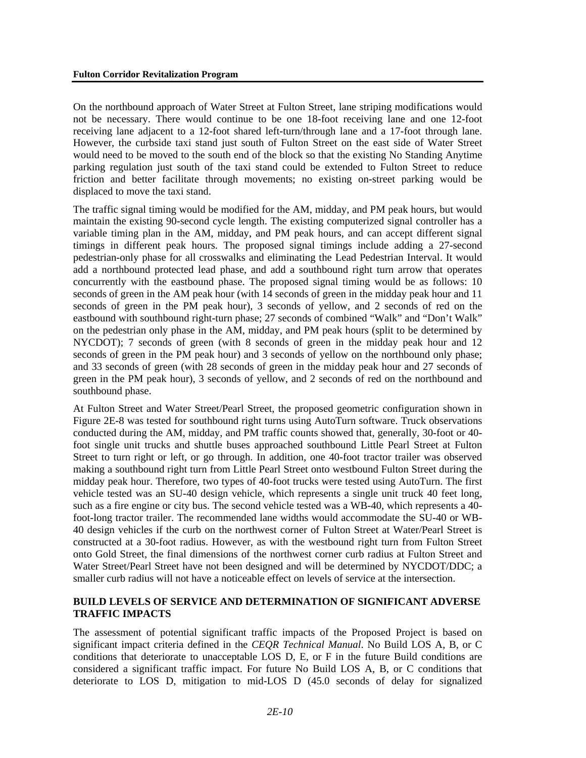On the northbound approach of Water Street at Fulton Street, lane striping modifications would not be necessary. There would continue to be one 18-foot receiving lane and one 12-foot receiving lane adjacent to a 12-foot shared left-turn/through lane and a 17-foot through lane. However, the curbside taxi stand just south of Fulton Street on the east side of Water Street would need to be moved to the south end of the block so that the existing No Standing Anytime parking regulation just south of the taxi stand could be extended to Fulton Street to reduce friction and better facilitate through movements; no existing on-street parking would be displaced to move the taxi stand.

The traffic signal timing would be modified for the AM, midday, and PM peak hours, but would maintain the existing 90-second cycle length. The existing computerized signal controller has a variable timing plan in the AM, midday, and PM peak hours, and can accept different signal timings in different peak hours. The proposed signal timings include adding a 27-second pedestrian-only phase for all crosswalks and eliminating the Lead Pedestrian Interval. It would add a northbound protected lead phase, and add a southbound right turn arrow that operates concurrently with the eastbound phase. The proposed signal timing would be as follows: 10 seconds of green in the AM peak hour (with 14 seconds of green in the midday peak hour and 11 seconds of green in the PM peak hour), 3 seconds of yellow, and 2 seconds of red on the eastbound with southbound right-turn phase; 27 seconds of combined "Walk" and "Don't Walk" on the pedestrian only phase in the AM, midday, and PM peak hours (split to be determined by NYCDOT); 7 seconds of green (with 8 seconds of green in the midday peak hour and 12 seconds of green in the PM peak hour) and 3 seconds of yellow on the northbound only phase; and 33 seconds of green (with 28 seconds of green in the midday peak hour and 27 seconds of green in the PM peak hour), 3 seconds of yellow, and 2 seconds of red on the northbound and southbound phase.

At Fulton Street and Water Street/Pearl Street, the proposed geometric configuration shown in Figure 2E-8 was tested for southbound right turns using AutoTurn software. Truck observations conducted during the AM, midday, and PM traffic counts showed that, generally, 30-foot or 40-foot single unit trucks and shuttle buses approached southbound Little Pearl Street at Fulton Street to turn right or left, or go through. In addition, one 40-foot tractor trailer was observed making a southbound right turn from Little Pearl Street onto westbound Fulton Street during the midday peak hour. Therefore, two types of 40-foot trucks were tested using AutoTurn. The first vehicle tested was an SU-40 design vehicle, which represents a single unit truck 40 feet long, such as a fire engine or city bus. The second vehicle tested was a WB-40, which represents a 40-foot-long tractor trailer. The recommended lane widths would accommodate the SU-40 or WB-40 design vehicles if the curb on the northwest corner of Fulton Street at Water/Pearl Street is constructed at a 30-foot radius. However, as with the westbound right turn from Fulton Street onto Gold Street, the final dimensions of the northwest corner curb radius at Fulton Street and Water Street/Pearl Street have not been designed and will be determined by NYCDOT/DDC; a smaller curb radius will not have a noticeable effect on levels of service at the intersection.

### BUILD LEVELS OF SERVICE AND DETERMINATION OF SIGNIFICANT ADVERSE TRAFFIC IMPACTS

The assessment of potential significant traffic impacts of the Proposed Project is based on significant impact criteria defined in the *CEQR Technical Manual*. No Build LOS A, B, or C conditions that deteriorate to unacceptable LOS D, E, or F in the future Build conditions are considered a significant traffic impact. For future No Build LOS A, B, or C conditions that deteriorate to LOS D, mitigation to mid-LOS D (45.0 seconds of delay for signalized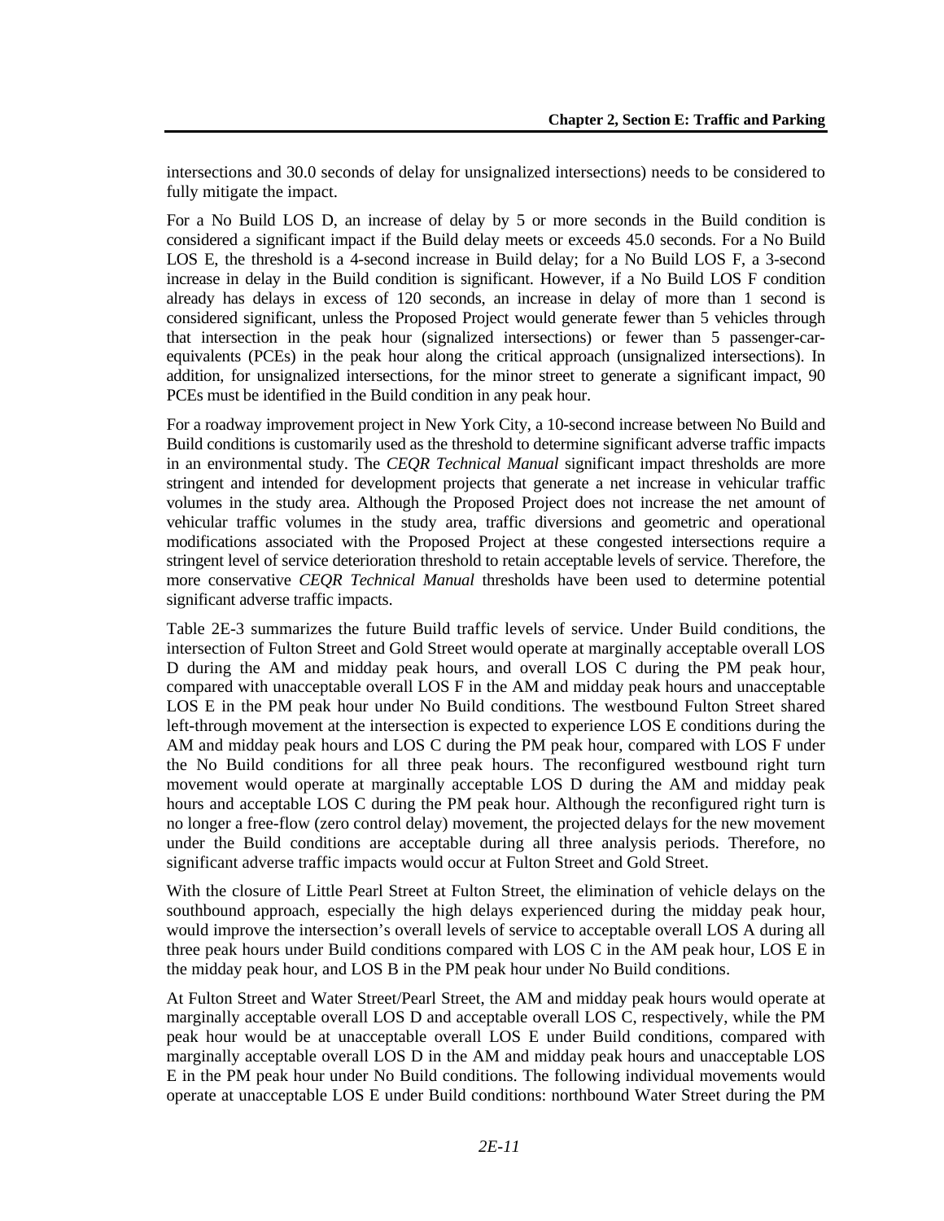intersections and 30.0 seconds of delay for unsignalized intersections) needs to be considered to fully mitigate the impact.

For a No Build LOS D, an increase of delay by 5 or more seconds in the Build condition is considered a significant impact if the Build delay meets or exceeds 45.0 seconds. For a No Build LOS E, the threshold is a 4-second increase in Build delay; for a No Build LOS F, a 3-second increase in delay in the Build condition is significant. However, if a No Build LOS F condition already has delays in excess of 120 seconds, an increase in delay of more than 1 second is considered significant, unless the Proposed Project would generate fewer than 5 vehicles through that intersection in the peak hour (signalized intersections) or fewer than 5 passenger-car-equivalents (PCEs) in the peak hour along the critical approach (unsignalized intersections). In addition, for unsignalized intersections, for the minor street to generate a significant impact, 90 PCEs must be identified in the Build condition in any peak hour.

For a roadway improvement project in New York City, a 10-second increase between No Build and Build conditions is customarily used as the threshold to determine significant adverse traffic impacts in an environmental study. The *CEQR Technical Manual* significant impact thresholds are more stringent and intended for development projects that generate a net increase in vehicular traffic volumes in the study area. Although the Proposed Project does not increase the net amount of vehicular traffic volumes in the study area, traffic diversions and geometric and operational modifications associated with the Proposed Project at these congested intersections require a stringent level of service deterioration threshold to retain acceptable levels of service. Therefore, the more conservative *CEQR Technical Manual* thresholds have been used to determine potential significant adverse traffic impacts.

Table 2E-3 summarizes the future Build traffic levels of service. Under Build conditions, the intersection of Fulton Street and Gold Street would operate at marginally acceptable overall LOS D during the AM and midday peak hours, and overall LOS C during the PM peak hour, compared with unacceptable overall LOS F in the AM and midday peak hours and unacceptable LOS E in the PM peak hour under No Build conditions. The westbound Fulton Street shared left-through movement at the intersection is expected to experience LOS E conditions during the AM and midday peak hours and LOS C during the PM peak hour, compared with LOS F under the No Build conditions for all three peak hours. The reconfigured westbound right turn movement would operate at marginally acceptable LOS D during the AM and midday peak hours and acceptable LOS C during the PM peak hour. Although the reconfigured right turn is no longer a free-flow (zero control delay) movement, the projected delays for the new movement under the Build conditions are acceptable during all three analysis periods. Therefore, no significant adverse traffic impacts would occur at Fulton Street and Gold Street.

With the closure of Little Pearl Street at Fulton Street, the elimination of vehicle delays on the southbound approach, especially the high delays experienced during the midday peak hour, would improve the intersection's overall levels of service to acceptable overall LOS A during all three peak hours under Build conditions compared with LOS C in the AM peak hour, LOS E in the midday peak hour, and LOS B in the PM peak hour under No Build conditions.

At Fulton Street and Water Street/Pearl Street, the AM and midday peak hours would operate at marginally acceptable overall LOS D and acceptable overall LOS C, respectively, while the PM peak hour would be at unacceptable overall LOS E under Build conditions, compared with marginally acceptable overall LOS D in the AM and midday peak hours and unacceptable LOS E in the PM peak hour under No Build conditions. The following individual movements would operate at unacceptable LOS E under Build conditions: northbound Water Street during the PM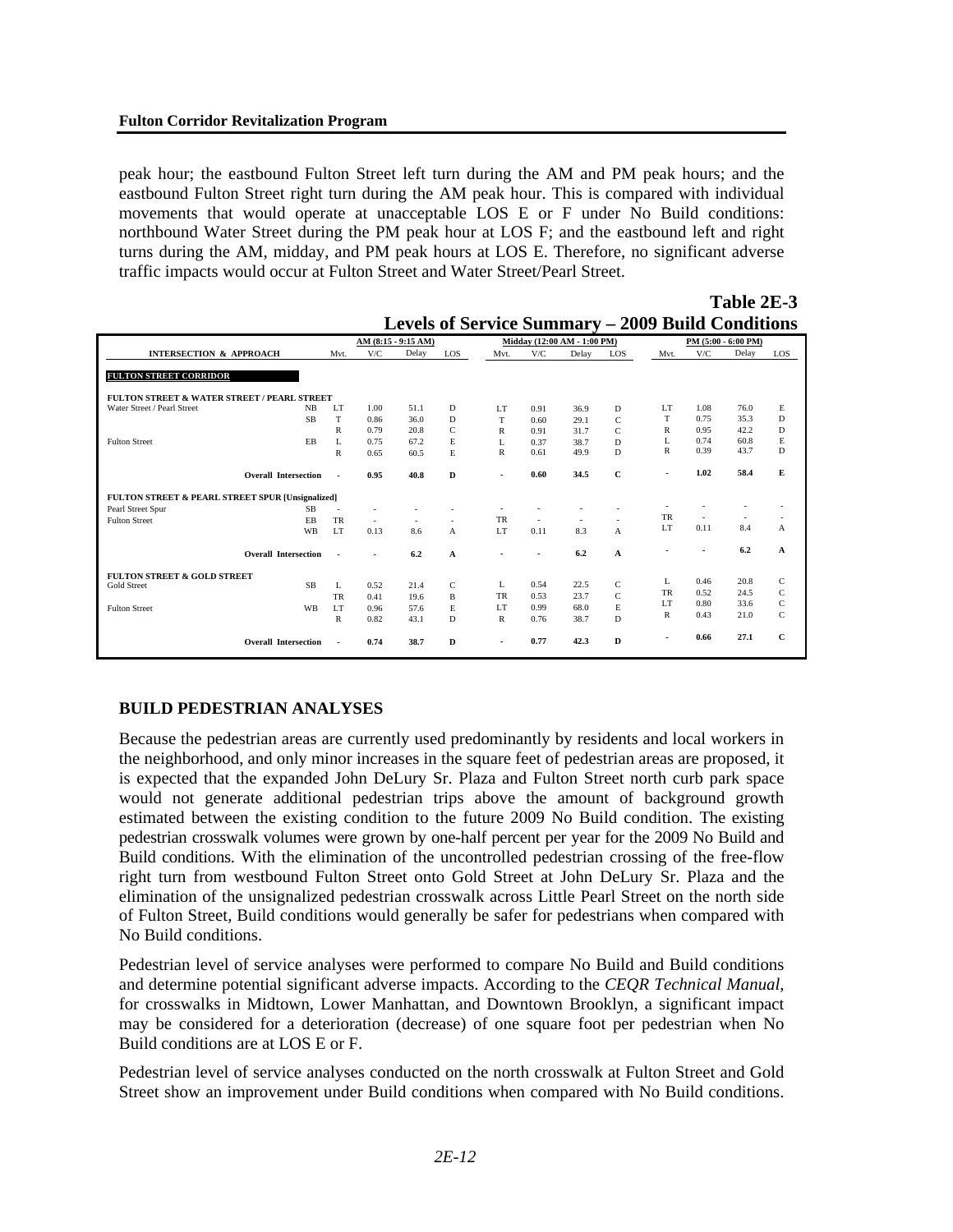peak hour; the eastbound Fulton Street left turn during the AM and PM peak hours; and the eastbound Fulton Street right turn during the AM peak hour. This is compared with individual movements that would operate at unacceptable LOS E or F under No Build conditions: northbound Water Street during the PM peak hour at LOS F; and the eastbound left and right turns during the AM, midday, and PM peak hours at LOS E. Therefore, no significant adverse traffic impacts would occur at Fulton Street and Water Street/Pearl Street.

**Table 2E-3**
**Levels of Service Summary – 2009 Build Conditions**

| INTERSECTION & APPROACH | | AM (8:15 - 9:15 AM) Mvt. | V/C | Delay | LOS | Midday (12:00 AM - 1:00 PM) Mvt. | V/C | Delay | LOS | PM (5:00 - 6:00 PM) Mvt. | V/C | Delay | LOS |
|---|---|---|---|---|---|---|---|---|---|---|---|---|---|
| **FULTON STREET CORRIDOR** | | | | | | | | | | | | | |
| **FULTON STREET & WATER STREET / PEARL STREET** | | | | | | | | | | | | | |
| Water Street / Pearl Street | NB | LT | 1.00 | 51.1 | D | LT | 0.91 | 36.9 | D | LT | 1.08 | 76.0 | E |
| | SB | T | 0.86 | 36.0 | D | T | 0.60 | 29.1 | C | T | 0.75 | 35.3 | D |
| | | R | 0.79 | 20.8 | C | R | 0.91 | 31.7 | C | R | 0.95 | 42.2 | D |
| Fulton Street | EB | L | 0.75 | 67.2 | E | L | 0.37 | 38.7 | D | L | 0.74 | 60.8 | E |
| | | R | 0.65 | 60.5 | E | R | 0.61 | 49.9 | D | R | 0.39 | 43.7 | D |
| **Overall Intersection** | | - | **0.95** | **40.8** | **D** | - | **0.60** | **34.5** | **C** | - | **1.02** | **58.4** | **E** |
| **FULTON STREET & PEARL STREET SPUR [Unsignalized]** | | | | | | | | | | | | | |
| Pearl Street Spur | SB | - | - | - | - | - | - | - | - | - | - | - | - |
| Fulton Street | EB | TR | - | - | - | TR | - | - | - | TR | - | - | - |
| | WB | LT | 0.13 | 8.6 | A | LT | 0.11 | 8.3 | A | LT | 0.11 | 8.4 | A |
| **Overall Intersection** | | - | - | **6.2** | **A** | - | - | **6.2** | **A** | - | - | **6.2** | **A** |
| **FULTON STREET & GOLD STREET** | | | | | | | | | | | | | |
| Gold Street | SB | L | 0.52 | 21.4 | C | L | 0.54 | 22.5 | C | L | 0.46 | 20.8 | C |
| | | TR | 0.41 | 19.6 | B | TR | 0.53 | 23.7 | C | TR | 0.52 | 24.5 | C |
| Fulton Street | WB | LT | 0.96 | 57.6 | E | LT | 0.99 | 68.0 | E | LT | 0.80 | 33.6 | C |
| | | R | 0.82 | 43.1 | D | R | 0.76 | 38.7 | D | R | 0.43 | 21.0 | C |
| **Overall Intersection** | | - | **0.74** | **38.7** | **D** | - | **0.77** | **42.3** | **D** | - | **0.66** | **27.1** | **C** |

## BUILD PEDESTRIAN ANALYSES

Because the pedestrian areas are currently used predominantly by residents and local workers in the neighborhood, and only minor increases in the square feet of pedestrian areas are proposed, it is expected that the expanded John DeLury Sr. Plaza and Fulton Street north curb park space would not generate additional pedestrian trips above the amount of background growth estimated between the existing condition to the future 2009 No Build condition. The existing pedestrian crosswalk volumes were grown by one-half percent per year for the 2009 No Build and Build conditions. With the elimination of the uncontrolled pedestrian crossing of the free-flow right turn from westbound Fulton Street onto Gold Street at John DeLury Sr. Plaza and the elimination of the unsignalized pedestrian crosswalk across Little Pearl Street on the north side of Fulton Street, Build conditions would generally be safer for pedestrians when compared with No Build conditions.

Pedestrian level of service analyses were performed to compare No Build and Build conditions and determine potential significant adverse impacts. According to the *CEQR Technical Manual*, for crosswalks in Midtown, Lower Manhattan, and Downtown Brooklyn, a significant impact may be considered for a deterioration (decrease) of one square foot per pedestrian when No Build conditions are at LOS E or F.

Pedestrian level of service analyses conducted on the north crosswalk at Fulton Street and Gold Street show an improvement under Build conditions when compared with No Build conditions.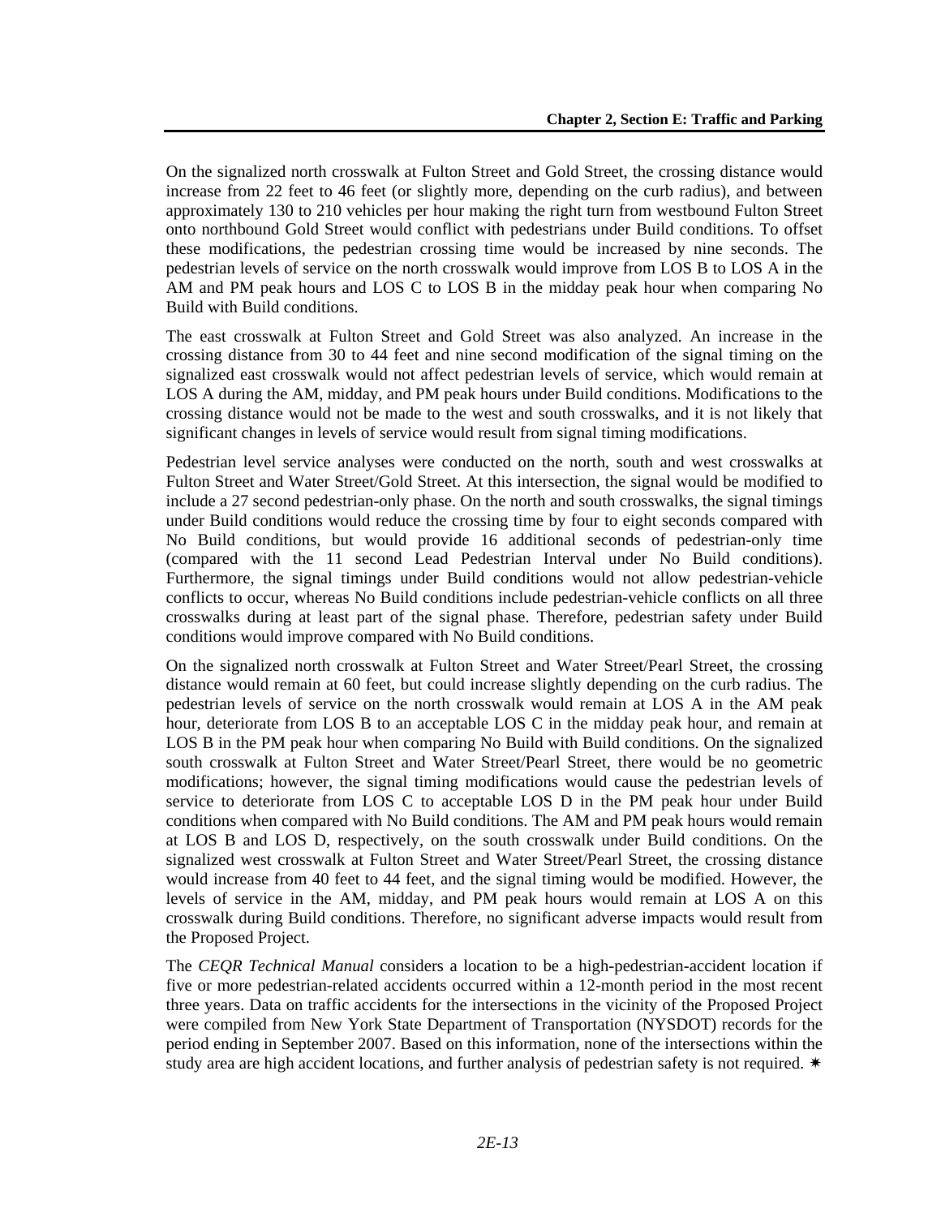On the signalized north crosswalk at Fulton Street and Gold Street, the crossing distance would increase from 22 feet to 46 feet (or slightly more, depending on the curb radius), and between approximately 130 to 210 vehicles per hour making the right turn from westbound Fulton Street onto northbound Gold Street would conflict with pedestrians under Build conditions. To offset these modifications, the pedestrian crossing time would be increased by nine seconds. The pedestrian levels of service on the north crosswalk would improve from LOS B to LOS A in the AM and PM peak hours and LOS C to LOS B in the midday peak hour when comparing No Build with Build conditions.

The east crosswalk at Fulton Street and Gold Street was also analyzed. An increase in the crossing distance from 30 to 44 feet and nine second modification of the signal timing on the signalized east crosswalk would not affect pedestrian levels of service, which would remain at LOS A during the AM, midday, and PM peak hours under Build conditions. Modifications to the crossing distance would not be made to the west and south crosswalks, and it is not likely that significant changes in levels of service would result from signal timing modifications.

Pedestrian level service analyses were conducted on the north, south and west crosswalks at Fulton Street and Water Street/Gold Street. At this intersection, the signal would be modified to include a 27 second pedestrian-only phase. On the north and south crosswalks, the signal timings under Build conditions would reduce the crossing time by four to eight seconds compared with No Build conditions, but would provide 16 additional seconds of pedestrian-only time (compared with the 11 second Lead Pedestrian Interval under No Build conditions). Furthermore, the signal timings under Build conditions would not allow pedestrian-vehicle conflicts to occur, whereas No Build conditions include pedestrian-vehicle conflicts on all three crosswalks during at least part of the signal phase. Therefore, pedestrian safety under Build conditions would improve compared with No Build conditions.

On the signalized north crosswalk at Fulton Street and Water Street/Pearl Street, the crossing distance would remain at 60 feet, but could increase slightly depending on the curb radius. The pedestrian levels of service on the north crosswalk would remain at LOS A in the AM peak hour, deteriorate from LOS B to an acceptable LOS C in the midday peak hour, and remain at LOS B in the PM peak hour when comparing No Build with Build conditions. On the signalized south crosswalk at Fulton Street and Water Street/Pearl Street, there would be no geometric modifications; however, the signal timing modifications would cause the pedestrian levels of service to deteriorate from LOS C to acceptable LOS D in the PM peak hour under Build conditions when compared with No Build conditions. The AM and PM peak hours would remain at LOS B and LOS D, respectively, on the south crosswalk under Build conditions. On the signalized west crosswalk at Fulton Street and Water Street/Pearl Street, the crossing distance would increase from 40 feet to 44 feet, and the signal timing would be modified. However, the levels of service in the AM, midday, and PM peak hours would remain at LOS A on this crosswalk during Build conditions. Therefore, no significant adverse impacts would result from the Proposed Project.

The *CEQR Technical Manual* considers a location to be a high-pedestrian-accident location if five or more pedestrian-related accidents occurred within a 12-month period in the most recent three years. Data on traffic accidents for the intersections in the vicinity of the Proposed Project were compiled from New York State Department of Transportation (NYSDOT) records for the period ending in September 2007. Based on this information, none of the intersections within the study area are high accident locations, and further analysis of pedestrian safety is not required. ✴